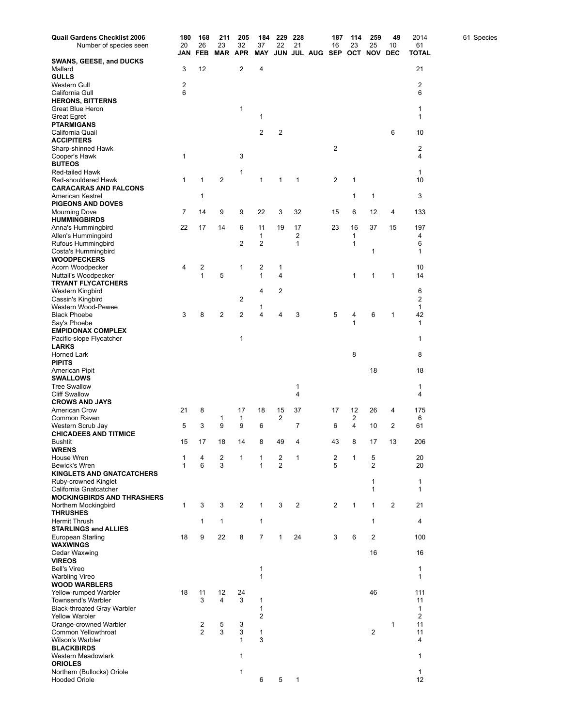| Quail Gardens Checklist 2006 | 180 | 168 | 211 | 205 | 184 | 229 | 228 | | 187 | 114 | 259 | 49 | 2014 |
|---|---|---|---|---|---|---|---|---|---|---|---|---|---|
| Number of species seen | 20 | 26 | 23 | 32 | 37 | 22 | 21 | | 16 | 23 | 25 | 10 | 61 |
| | **JAN** | **FEB** | **MAR** | **APR** | **MAY** | **JUN** | **JUL** | **AUG** | **SEP** | **OCT** | **NOV** | **DEC** | **TOTAL** |
| **SWANS, GEESE, and DUCKS** | | | | | | | | | | | | | |
| Mallard | 3 | 12 | | 2 | 4 | | | | | | | | 21 |
| **GULLS** | | | | | | | | | | | | | |
| Western Gull | 2 | | | | | | | | | | | | 2 |
| California Gull | 6 | | | | | | | | | | | | 6 |
| **HERONS, BITTERNS** | | | | | | | | | | | | | |
| Great Blue Heron | | | | 1 | | | | | | | | | 1 |
| Great Egret | | | | | 1 | | | | | | | | 1 |
| **PTARMIGANS** | | | | | | | | | | | | | |
| California Quail | | | | | 2 | 2 | | | | | | 6 | 10 |
| **ACCIPITERS** | | | | | | | | | | | | | |
| Sharp-shinned Hawk | | | | | | | | | 2 | | | | 2 |
| Cooper's Hawk | 1 | | | 3 | | | | | | | | | 4 |
| **BUTEOS** | | | | | | | | | | | | | |
| Red-tailed Hawk | | | | 1 | | | | | | | | | 1 |
| Red-shouldered Hawk | 1 | 1 | 2 | | 1 | 1 | 1 | | 2 | 1 | | | 10 |
| **CARACARAS AND FALCONS** | | | | | | | | | | | | | |
| American Kestrel | | 1 | | | | | | | | 1 | 1 | | 3 |
| **PIGEONS AND DOVES** | | | | | | | | | | | | | |
| Mourning Dove | 7 | 14 | 9 | 9 | 22 | 3 | 32 | | 15 | 6 | 12 | 4 | 133 |
| **HUMMINGBIRDS** | | | | | | | | | | | | | |
| Anna's Hummingbird | 22 | 17 | 14 | 6 | 11 | 19 | 17 | | 23 | 16 | 37 | 15 | 197 |
| Allen's Hummingbird | | | | | 1 | | 2 | | | 1 | | | 4 |
| Rufous Hummingbird | | | | 2 | 2 | | 1 | | | 1 | | | 6 |
| Costa's Hummingbird | | | | | | | | | | | 1 | | 1 |
| **WOODPECKERS** | | | | | | | | | | | | | |
| Acorn Woodpecker | 4 | 2 | | 1 | 2 | 1 | | | | | | | 10 |
| Nuttall's Woodpecker | | 1 | 5 | | 1 | 4 | | | | 1 | 1 | 1 | 14 |
| **TRYANT FLYCATCHERS** | | | | | | | | | | | | | |
| Western Kingbird | | | | | 4 | 2 | | | | | | | 6 |
| Cassin's Kingbird | | | | 2 | | | | | | | | | 2 |
| Western Wood-Pewee | | | | | 1 | | | | | | | | 1 |
| Black Phoebe | 3 | 8 | 2 | 2 | 4 | 4 | 3 | | 5 | 4 | 6 | 1 | 42 |
| Say's Phoebe | | | | | | | | | | 1 | | | 1 |
| **EMPIDONAX COMPLEX** | | | | | | | | | | | | | |
| Pacific-slope Flycatcher | | | | 1 | | | | | | | | | 1 |
| **LARKS** | | | | | | | | | | | | | |
| Horned Lark | | | | | | | | | | 8 | | | 8 |
| **PIPITS** | | | | | | | | | | | | | |
| American Pipit | | | | | | | | | | | 18 | | 18 |
| **SWALLOWS** | | | | | | | | | | | | | |
| Tree Swallow | | | | | | | 1 | | | | | | 1 |
| Cliff Swallow | | | | | | | 4 | | | | | | 4 |
| **CROWS AND JAYS** | | | | | | | | | | | | | |
| American Crow | 21 | 8 | | 17 | 18 | 15 | 37 | | 17 | 12 | 26 | 4 | 175 |
| Common Raven | | | 1 | 1 | | 2 | | | | 2 | | | 6 |
| Western Scrub Jay | 5 | 3 | 9 | 9 | 6 | | 7 | | 6 | 4 | 10 | 2 | 61 |
| **CHICADEES AND TITMICE** | | | | | | | | | | | | | |
| Bushtit | 15 | 17 | 18 | 14 | 8 | 49 | 4 | | 43 | 8 | 17 | 13 | 206 |
| **WRENS** | | | | | | | | | | | | | |
| House Wren | 1 | 4 | 2 | 1 | 1 | 2 | 1 | | 2 | 1 | 5 | | 20 |
| Bewick's Wren | 1 | 6 | 3 | | 1 | 2 | | | 5 | | 2 | | 20 |
| **KINGLETS AND GNATCATCHERS** | | | | | | | | | | | | | |
| Ruby-crowned Kinglet | | | | | | | | | | | 1 | | 1 |
| California Gnatcatcher | | | | | | | | | | | 1 | | 1 |
| **MOCKINGBIRDS AND THRASHERS** | | | | | | | | | | | | | |
| Northern Mockingbird | 1 | 3 | 3 | 2 | 1 | 3 | 2 | | 2 | 1 | 1 | 2 | 21 |
| **THRUSHES** | | | | | | | | | | | | | |
| Hermit Thrush | | 1 | 1 | | 1 | | | | | | 1 | | 4 |
| **STARLINGS and ALLIES** | | | | | | | | | | | | | |
| European Starling | 18 | 9 | 22 | 8 | 7 | 1 | 24 | | 3 | 6 | 2 | | 100 |
| **WAXWINGS** | | | | | | | | | | | | | |
| Cedar Waxwing | | | | | | | | | | | 16 | | 16 |
| **VIREOS** | | | | | | | | | | | | | |
| Bell's Vireo | | | | | 1 | | | | | | | | 1 |
| Warbling Vireo | | | | | 1 | | | | | | | | 1 |
| **WOOD WARBLERS** | | | | | | | | | | | | | |
| Yellow-rumped Warbler | 18 | 11 | 12 | 24 | | | | | | | 46 | | 111 |
| Townsend's Warbler | | 3 | 4 | 3 | 1 | | | | | | | | 11 |
| Black-throated Gray Warbler | | | | | 1 | | | | | | | | 1 |
| Yellow Warbler | | | | | 2 | | | | | | | | 2 |
| Orange-crowned Warbler | | 2 | 5 | 3 | | | | | | | | 1 | 11 |
| Common Yellowthroat | | 2 | 3 | 3 | 1 | | | | | | 2 | | 11 |
| Wilson's Warbler | | | | 1 | 3 | | | | | | | | 4 |
| **BLACKBIRDS** | | | | | | | | | | | | | |
| Western Meadowlark | | | | 1 | | | | | | | | | 1 |
| **ORIOLES** | | | | | | | | | | | | | |
| Northern (Bullocks) Oriole | | | | 1 | | | | | | | | | 1 |
| Hooded Oriole | | | | | 6 | 5 | 1 | | | | | | 12 |

61 Species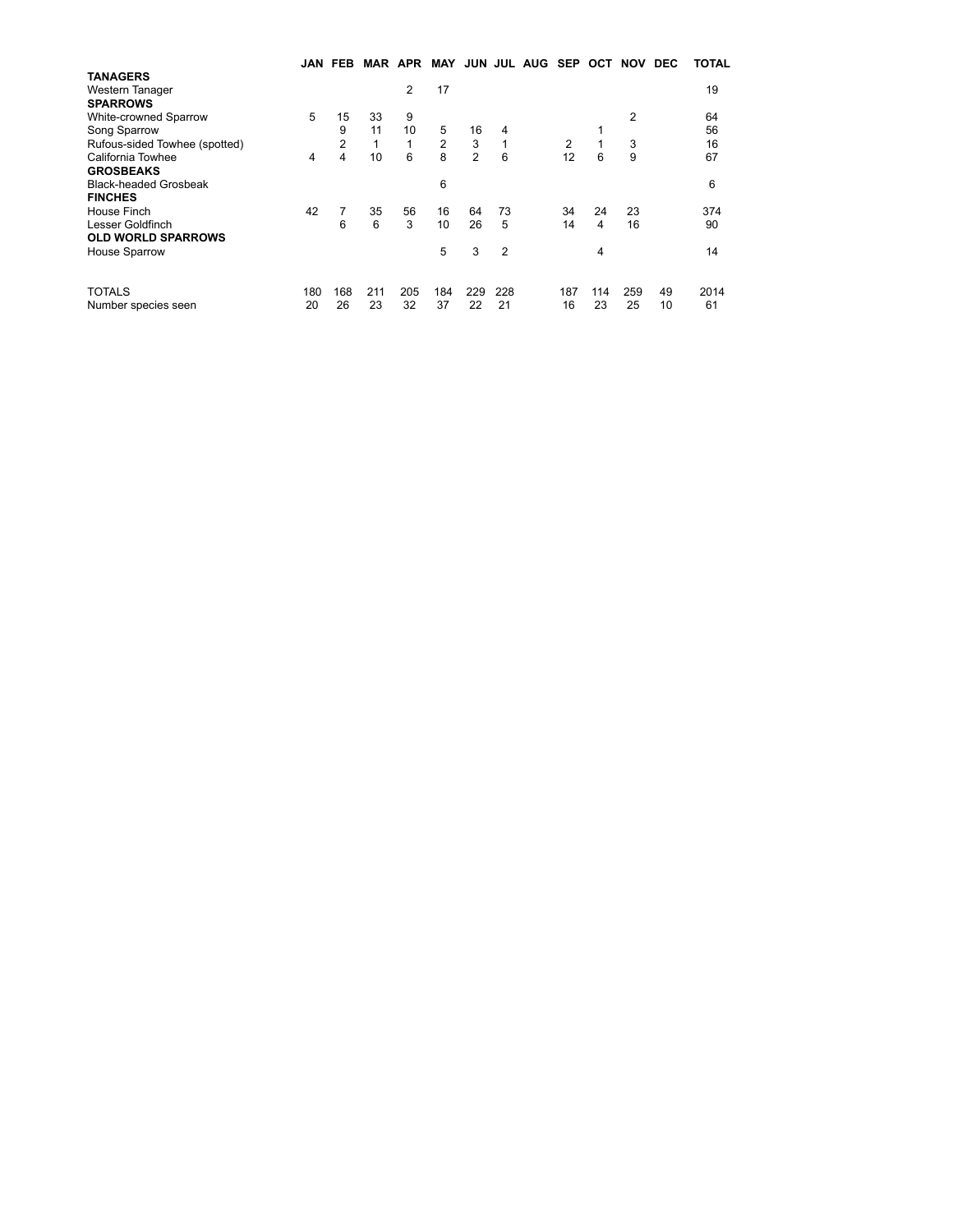| | JAN | FEB | MAR | APR | MAY | JUN | JUL | AUG | SEP | OCT | NOV | DEC | TOTAL |
|---|---|---|---|---|---|---|---|---|---|---|---|---|---|
| **TANAGERS** | | | | | | | | | | | | | |
| Western Tanager | | | | 2 | 17 | | | | | | | | 19 |
| **SPARROWS** | | | | | | | | | | | | | |
| White-crowned Sparrow | 5 | 15 | 33 | 9 | | | | | | | 2 | | 64 |
| Song Sparrow | | 9 | 11 | 10 | 5 | 16 | 4 | | | 1 | | | 56 |
| Rufous-sided Towhee (spotted) | | 2 | 1 | 1 | 2 | 3 | 1 | | 2 | 1 | 3 | | 16 |
| California Towhee | 4 | 4 | 10 | 6 | 8 | 2 | 6 | | 12 | 6 | 9 | | 67 |
| **GROSBEAKS** | | | | | | | | | | | | | |
| Black-headed Grosbeak | | | | | 6 | | | | | | | | 6 |
| **FINCHES** | | | | | | | | | | | | | |
| House Finch | 42 | 7 | 35 | 56 | 16 | 64 | 73 | | 34 | 24 | 23 | | 374 |
| Lesser Goldfinch | | 6 | 6 | 3 | 10 | 26 | 5 | | 14 | 4 | 16 | | 90 |
| **OLD WORLD SPARROWS** | | | | | | | | | | | | | |
| House Sparrow | | | | | 5 | 3 | 2 | | | 4 | | | 14 |
| | | | | | | | | | | | | | |
| TOTALS | 180 | 168 | 211 | 205 | 184 | 229 | 228 | | 187 | 114 | 259 | 49 | 2014 |
| Number species seen | 20 | 26 | 23 | 32 | 37 | 22 | 21 | | 16 | 23 | 25 | 10 | 61 |